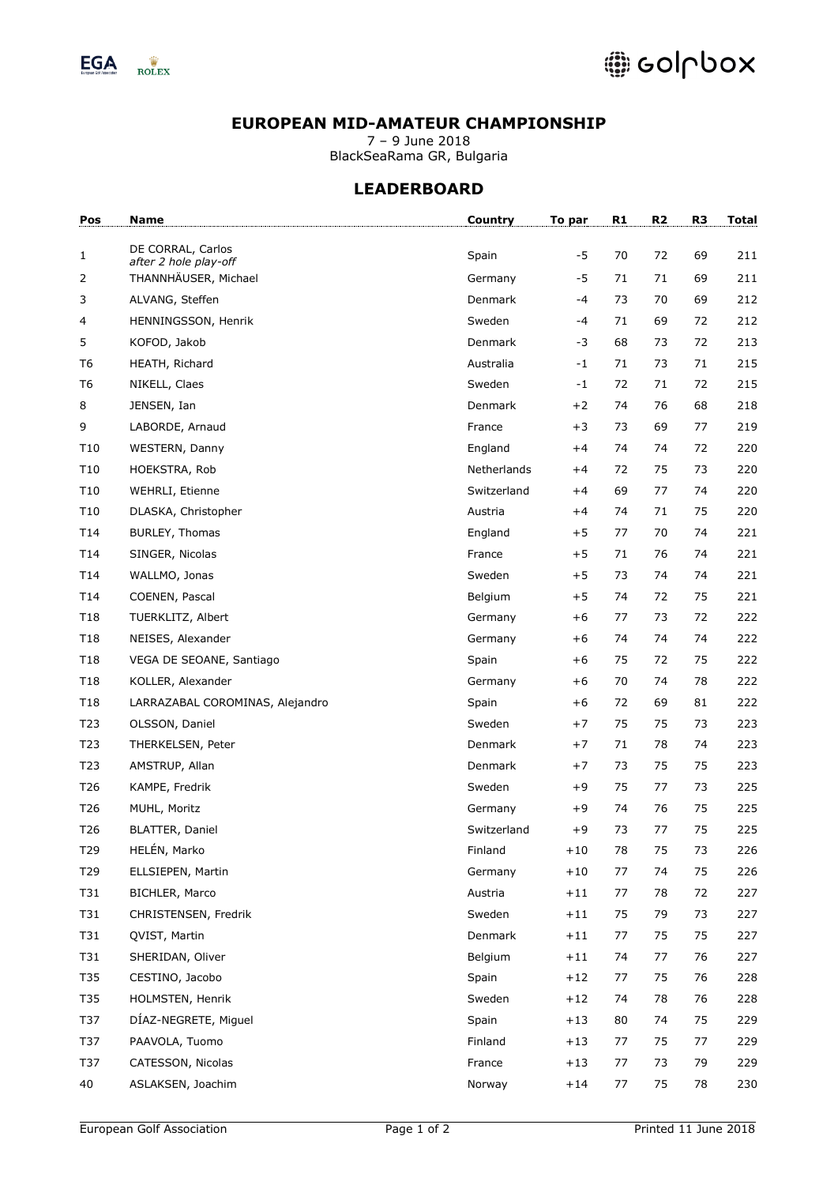## EUROPEAN MID-AMATEUR CHAMPIONSHIP

7 – 9 June 2018
BlackSeaRama GR, Bulgaria

## LEADERBOARD

| Pos | Name | Country | To par | R1 | R2 | R3 | Total |
|---|---|---|---|---|---|---|---|
| 1 | DE CORRAL, Carlos *after 2 hole play-off* | Spain | -5 | 70 | 72 | 69 | 211 |
| 2 | THANNHÄUSER, Michael | Germany | -5 | 71 | 71 | 69 | 211 |
| 3 | ALVANG, Steffen | Denmark | -4 | 73 | 70 | 69 | 212 |
| 4 | HENNINGSSON, Henrik | Sweden | -4 | 71 | 69 | 72 | 212 |
| 5 | KOFOD, Jakob | Denmark | -3 | 68 | 73 | 72 | 213 |
| T6 | HEATH, Richard | Australia | -1 | 71 | 73 | 71 | 215 |
| T6 | NIKELL, Claes | Sweden | -1 | 72 | 71 | 72 | 215 |
| 8 | JENSEN, Ian | Denmark | +2 | 74 | 76 | 68 | 218 |
| 9 | LABORDE, Arnaud | France | +3 | 73 | 69 | 77 | 219 |
| T10 | WESTERN, Danny | England | +4 | 74 | 74 | 72 | 220 |
| T10 | HOEKSTRA, Rob | Netherlands | +4 | 72 | 75 | 73 | 220 |
| T10 | WEHRLI, Etienne | Switzerland | +4 | 69 | 77 | 74 | 220 |
| T10 | DLASKA, Christopher | Austria | +4 | 74 | 71 | 75 | 220 |
| T14 | BURLEY, Thomas | England | +5 | 77 | 70 | 74 | 221 |
| T14 | SINGER, Nicolas | France | +5 | 71 | 76 | 74 | 221 |
| T14 | WALLMO, Jonas | Sweden | +5 | 73 | 74 | 74 | 221 |
| T14 | COENEN, Pascal | Belgium | +5 | 74 | 72 | 75 | 221 |
| T18 | TUERKLITZ, Albert | Germany | +6 | 77 | 73 | 72 | 222 |
| T18 | NEISES, Alexander | Germany | +6 | 74 | 74 | 74 | 222 |
| T18 | VEGA DE SEOANE, Santiago | Spain | +6 | 75 | 72 | 75 | 222 |
| T18 | KOLLER, Alexander | Germany | +6 | 70 | 74 | 78 | 222 |
| T18 | LARRAZABAL COROMINAS, Alejandro | Spain | +6 | 72 | 69 | 81 | 222 |
| T23 | OLSSON, Daniel | Sweden | +7 | 75 | 75 | 73 | 223 |
| T23 | THERKELSEN, Peter | Denmark | +7 | 71 | 78 | 74 | 223 |
| T23 | AMSTRUP, Allan | Denmark | +7 | 73 | 75 | 75 | 223 |
| T26 | KAMPE, Fredrik | Sweden | +9 | 75 | 77 | 73 | 225 |
| T26 | MUHL, Moritz | Germany | +9 | 74 | 76 | 75 | 225 |
| T26 | BLATTER, Daniel | Switzerland | +9 | 73 | 77 | 75 | 225 |
| T29 | HELÉN, Marko | Finland | +10 | 78 | 75 | 73 | 226 |
| T29 | ELLSIEPEN, Martin | Germany | +10 | 77 | 74 | 75 | 226 |
| T31 | BICHLER, Marco | Austria | +11 | 77 | 78 | 72 | 227 |
| T31 | CHRISTENSEN, Fredrik | Sweden | +11 | 75 | 79 | 73 | 227 |
| T31 | QVIST, Martin | Denmark | +11 | 77 | 75 | 75 | 227 |
| T31 | SHERIDAN, Oliver | Belgium | +11 | 74 | 77 | 76 | 227 |
| T35 | CESTINO, Jacobo | Spain | +12 | 77 | 75 | 76 | 228 |
| T35 | HOLMSTEN, Henrik | Sweden | +12 | 74 | 78 | 76 | 228 |
| T37 | DÍAZ-NEGRETE, Miguel | Spain | +13 | 80 | 74 | 75 | 229 |
| T37 | PAAVOLA, Tuomo | Finland | +13 | 77 | 75 | 77 | 229 |
| T37 | CATESSON, Nicolas | France | +13 | 77 | 73 | 79 | 229 |
| 40 | ASLAKSEN, Joachim | Norway | +14 | 77 | 75 | 78 | 230 |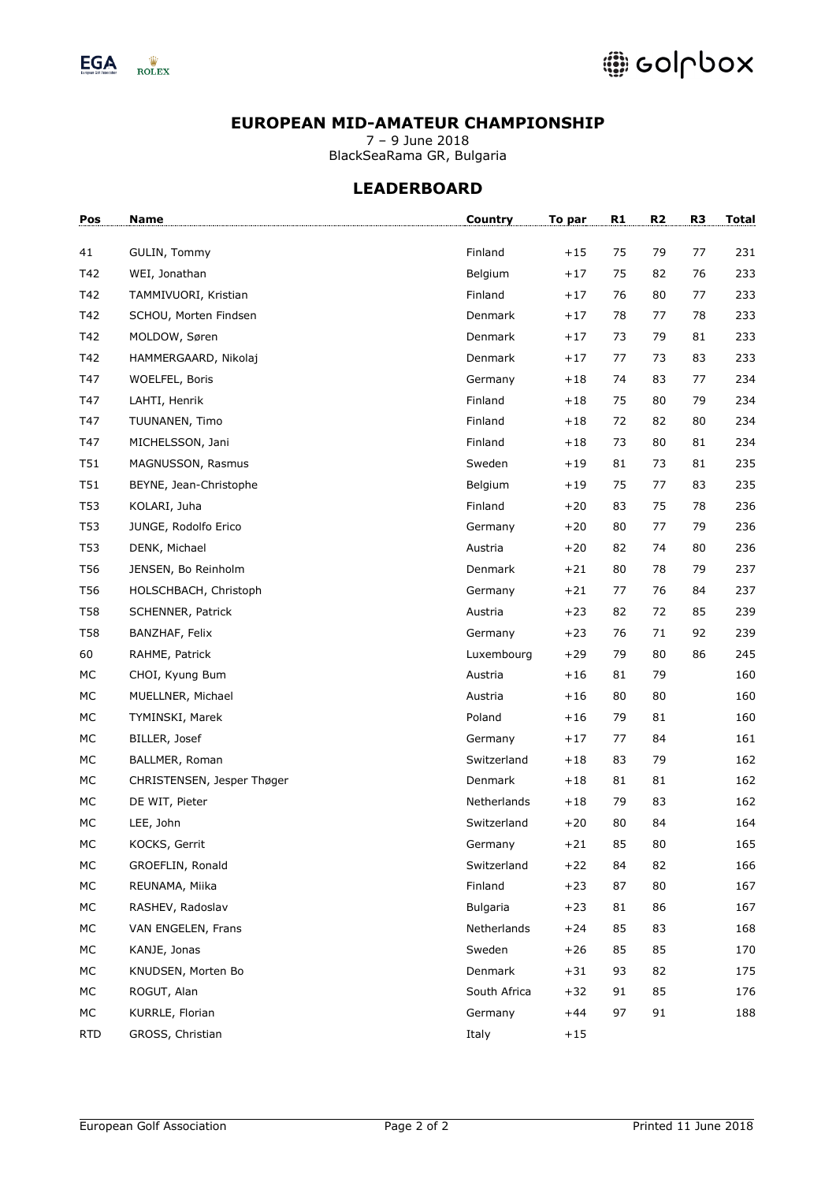**EUROPEAN MID-AMATEUR CHAMPIONSHIP**

7 – 9 June 2018

BlackSeaRama GR, Bulgaria

## LEADERBOARD

| Pos | Name | Country | To par | R1 | R2 | R3 | Total |
|---|---|---|---|---|---|---|---|
| 41 | GULIN, Tommy | Finland | +15 | 75 | 79 | 77 | 231 |
| T42 | WEI, Jonathan | Belgium | +17 | 75 | 82 | 76 | 233 |
| T42 | TAMMIVUORI, Kristian | Finland | +17 | 76 | 80 | 77 | 233 |
| T42 | SCHOU, Morten Findsen | Denmark | +17 | 78 | 77 | 78 | 233 |
| T42 | MOLDOW, Søren | Denmark | +17 | 73 | 79 | 81 | 233 |
| T42 | HAMMERGAARD, Nikolaj | Denmark | +17 | 77 | 73 | 83 | 233 |
| T47 | WOELFEL, Boris | Germany | +18 | 74 | 83 | 77 | 234 |
| T47 | LAHTI, Henrik | Finland | +18 | 75 | 80 | 79 | 234 |
| T47 | TUUNANEN, Timo | Finland | +18 | 72 | 82 | 80 | 234 |
| T47 | MICHELSSON, Jani | Finland | +18 | 73 | 80 | 81 | 234 |
| T51 | MAGNUSSON, Rasmus | Sweden | +19 | 81 | 73 | 81 | 235 |
| T51 | BEYNE, Jean-Christophe | Belgium | +19 | 75 | 77 | 83 | 235 |
| T53 | KOLARI, Juha | Finland | +20 | 83 | 75 | 78 | 236 |
| T53 | JUNGE, Rodolfo Erico | Germany | +20 | 80 | 77 | 79 | 236 |
| T53 | DENK, Michael | Austria | +20 | 82 | 74 | 80 | 236 |
| T56 | JENSEN, Bo Reinholm | Denmark | +21 | 80 | 78 | 79 | 237 |
| T56 | HOLSCHBACH, Christoph | Germany | +21 | 77 | 76 | 84 | 237 |
| T58 | SCHENNER, Patrick | Austria | +23 | 82 | 72 | 85 | 239 |
| T58 | BANZHAF, Felix | Germany | +23 | 76 | 71 | 92 | 239 |
| 60 | RAHME, Patrick | Luxembourg | +29 | 79 | 80 | 86 | 245 |
| MC | CHOI, Kyung Bum | Austria | +16 | 81 | 79 | | 160 |
| MC | MUELLNER, Michael | Austria | +16 | 80 | 80 | | 160 |
| MC | TYMINSKI, Marek | Poland | +16 | 79 | 81 | | 160 |
| MC | BILLER, Josef | Germany | +17 | 77 | 84 | | 161 |
| MC | BALLMER, Roman | Switzerland | +18 | 83 | 79 | | 162 |
| MC | CHRISTENSEN, Jesper Thøger | Denmark | +18 | 81 | 81 | | 162 |
| MC | DE WIT, Pieter | Netherlands | +18 | 79 | 83 | | 162 |
| MC | LEE, John | Switzerland | +20 | 80 | 84 | | 164 |
| MC | KOCKS, Gerrit | Germany | +21 | 85 | 80 | | 165 |
| MC | GROEFLIN, Ronald | Switzerland | +22 | 84 | 82 | | 166 |
| MC | REUNAMA, Miika | Finland | +23 | 87 | 80 | | 167 |
| MC | RASHEV, Radoslav | Bulgaria | +23 | 81 | 86 | | 167 |
| MC | VAN ENGELEN, Frans | Netherlands | +24 | 85 | 83 | | 168 |
| MC | KANJE, Jonas | Sweden | +26 | 85 | 85 | | 170 |
| MC | KNUDSEN, Morten Bo | Denmark | +31 | 93 | 82 | | 175 |
| MC | ROGUT, Alan | South Africa | +32 | 91 | 85 | | 176 |
| MC | KURRLE, Florian | Germany | +44 | 97 | 91 | | 188 |
| RTD | GROSS, Christian | Italy | +15 | | | | |

European Golf Association

Printed 11 June 2018